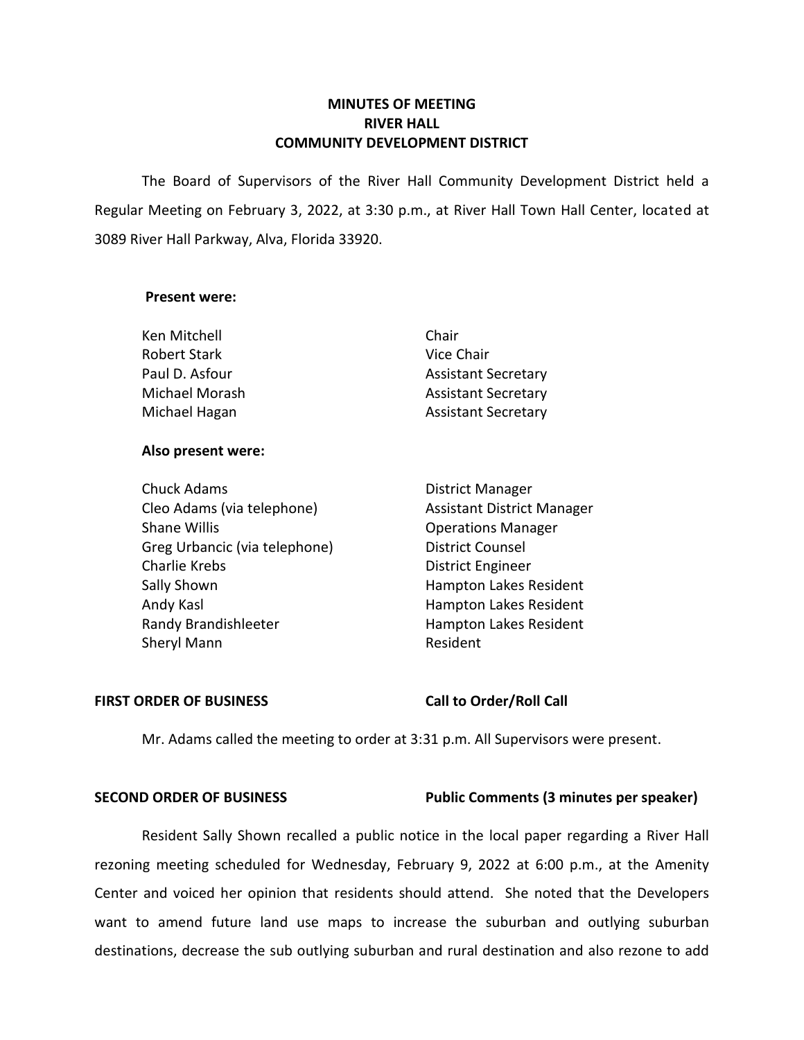# MINUTES OF MEETING
# RIVER HALL
# COMMUNITY DEVELOPMENT DISTRICT

The Board of Supervisors of the River Hall Community Development District held a Regular Meeting on February 3, 2022, at 3:30 p.m., at River Hall Town Hall Center, located at 3089 River Hall Parkway, Alva, Florida 33920.

**Present were:**

| | |
|---|---|
| Ken Mitchell | Chair |
| Robert Stark | Vice Chair |
| Paul D. Asfour | Assistant Secretary |
| Michael Morash | Assistant Secretary |
| Michael Hagan | Assistant Secretary |

**Also present were:**

| | |
|---|---|
| Chuck Adams | District Manager |
| Cleo Adams (via telephone) | Assistant District Manager |
| Shane Willis | Operations Manager |
| Greg Urbancic (via telephone) | District Counsel |
| Charlie Krebs | District Engineer |
| Sally Shown | Hampton Lakes Resident |
| Andy Kasl | Hampton Lakes Resident |
| Randy Brandishleeter | Hampton Lakes Resident |
| Sheryl Mann | Resident |

**FIRST ORDER OF BUSINESS** **Call to Order/Roll Call**

Mr. Adams called the meeting to order at 3:31 p.m. All Supervisors were present.

**SECOND ORDER OF BUSINESS** **Public Comments (3 minutes per speaker)**

Resident Sally Shown recalled a public notice in the local paper regarding a River Hall rezoning meeting scheduled for Wednesday, February 9, 2022 at 6:00 p.m., at the Amenity Center and voiced her opinion that residents should attend. She noted that the Developers want to amend future land use maps to increase the suburban and outlying suburban destinations, decrease the sub outlying suburban and rural destination and also rezone to add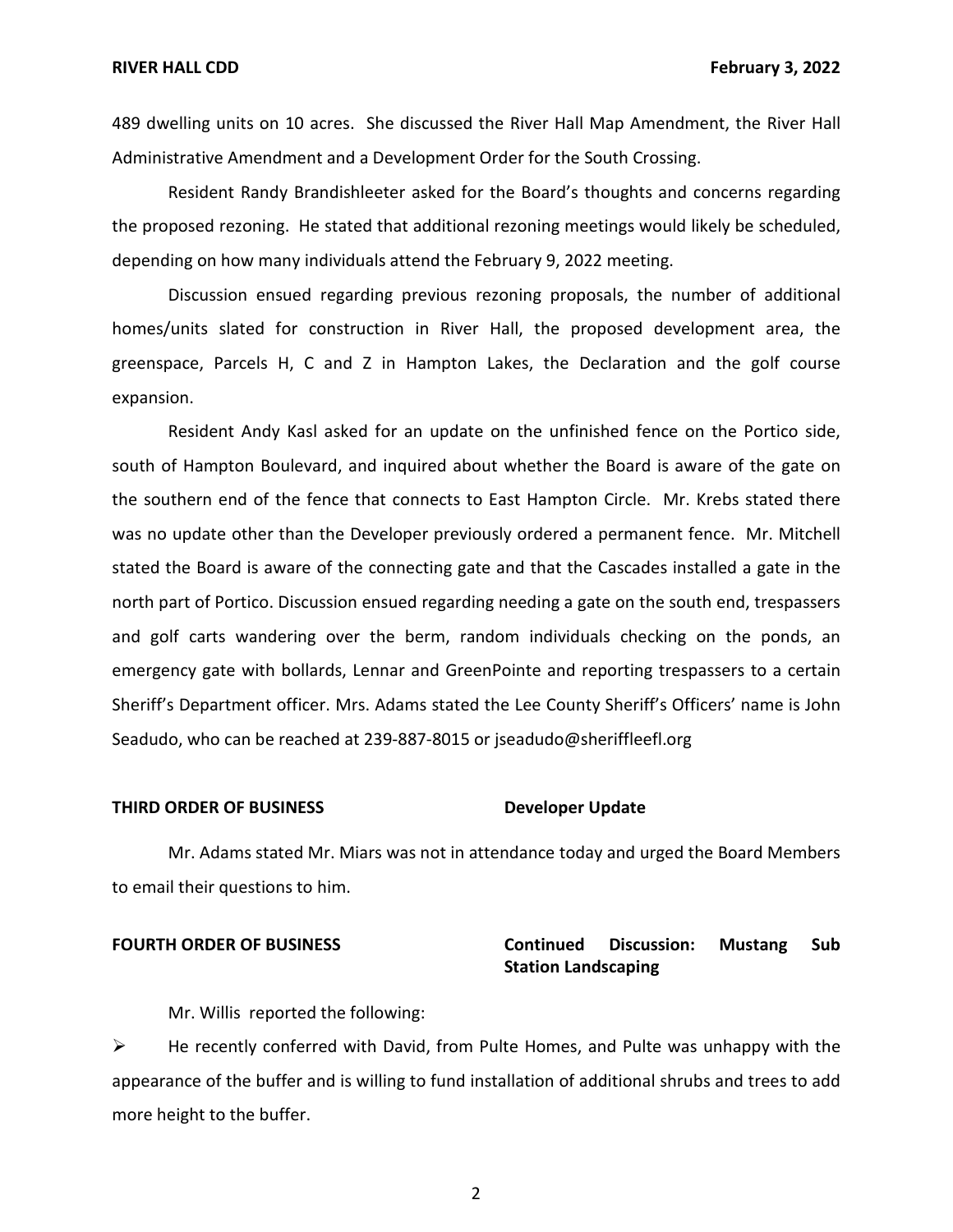489 dwelling units on 10 acres. She discussed the River Hall Map Amendment, the River Hall Administrative Amendment and a Development Order for the South Crossing.

Resident Randy Brandishleeter asked for the Board's thoughts and concerns regarding the proposed rezoning. He stated that additional rezoning meetings would likely be scheduled, depending on how many individuals attend the February 9, 2022 meeting.

Discussion ensued regarding previous rezoning proposals, the number of additional homes/units slated for construction in River Hall, the proposed development area, the greenspace, Parcels H, C and Z in Hampton Lakes, the Declaration and the golf course expansion.

Resident Andy Kasl asked for an update on the unfinished fence on the Portico side, south of Hampton Boulevard, and inquired about whether the Board is aware of the gate on the southern end of the fence that connects to East Hampton Circle. Mr. Krebs stated there was no update other than the Developer previously ordered a permanent fence. Mr. Mitchell stated the Board is aware of the connecting gate and that the Cascades installed a gate in the north part of Portico. Discussion ensued regarding needing a gate on the south end, trespassers and golf carts wandering over the berm, random individuals checking on the ponds, an emergency gate with bollards, Lennar and GreenPointe and reporting trespassers to a certain Sheriff's Department officer. Mrs. Adams stated the Lee County Sheriff's Officers' name is John Seadudo, who can be reached at 239-887-8015 or jseadudo@sheriffleefl.org

**THIRD ORDER OF BUSINESS** **Developer Update**

Mr. Adams stated Mr. Miars was not in attendance today and urged the Board Members to email their questions to him.

**FOURTH ORDER OF BUSINESS** **Continued Discussion: Mustang Sub Station Landscaping**

Mr. Willis reported the following:

➢ He recently conferred with David, from Pulte Homes, and Pulte was unhappy with the appearance of the buffer and is willing to fund installation of additional shrubs and trees to add more height to the buffer.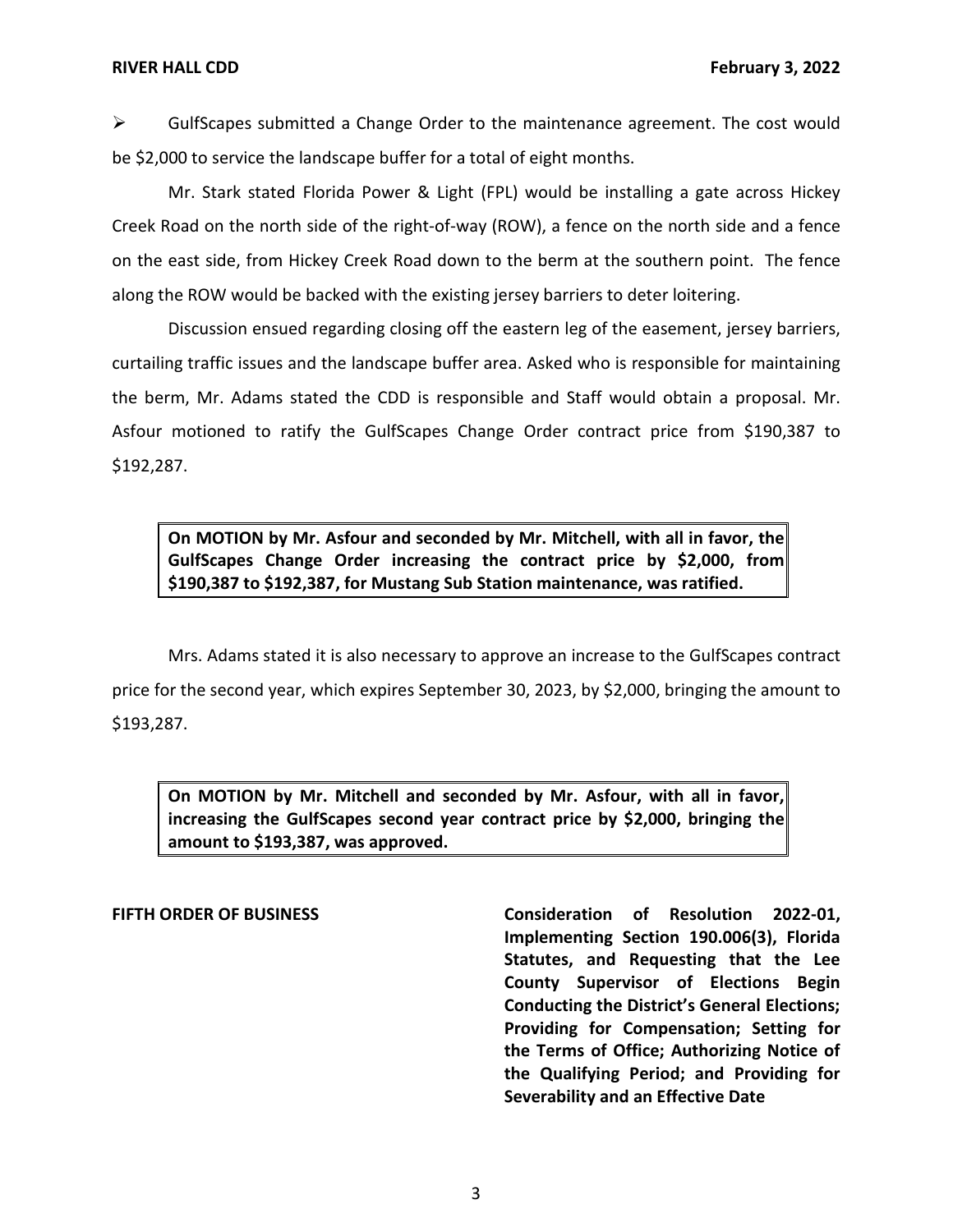➢ GulfScapes submitted a Change Order to the maintenance agreement. The cost would be $2,000 to service the landscape buffer for a total of eight months.

Mr. Stark stated Florida Power & Light (FPL) would be installing a gate across Hickey Creek Road on the north side of the right-of-way (ROW), a fence on the north side and a fence on the east side, from Hickey Creek Road down to the berm at the southern point. The fence along the ROW would be backed with the existing jersey barriers to deter loitering.

Discussion ensued regarding closing off the eastern leg of the easement, jersey barriers, curtailing traffic issues and the landscape buffer area. Asked who is responsible for maintaining the berm, Mr. Adams stated the CDD is responsible and Staff would obtain a proposal. Mr. Asfour motioned to ratify the GulfScapes Change Order contract price from $190,387 to $192,287.

> **On MOTION by Mr. Asfour and seconded by Mr. Mitchell, with all in favor, the GulfScapes Change Order increasing the contract price by $2,000, from $190,387 to $192,387, for Mustang Sub Station maintenance, was ratified.**

Mrs. Adams stated it is also necessary to approve an increase to the GulfScapes contract price for the second year, which expires September 30, 2023, by $2,000, bringing the amount to $193,287.

> **On MOTION by Mr. Mitchell and seconded by Mr. Asfour, with all in favor, increasing the GulfScapes second year contract price by $2,000, bringing the amount to $193,387, was approved.**

**FIFTH ORDER OF BUSINESS** **Consideration of Resolution 2022-01, Implementing Section 190.006(3), Florida Statutes, and Requesting that the Lee County Supervisor of Elections Begin Conducting the District's General Elections; Providing for Compensation; Setting for the Terms of Office; Authorizing Notice of the Qualifying Period; and Providing for Severability and an Effective Date**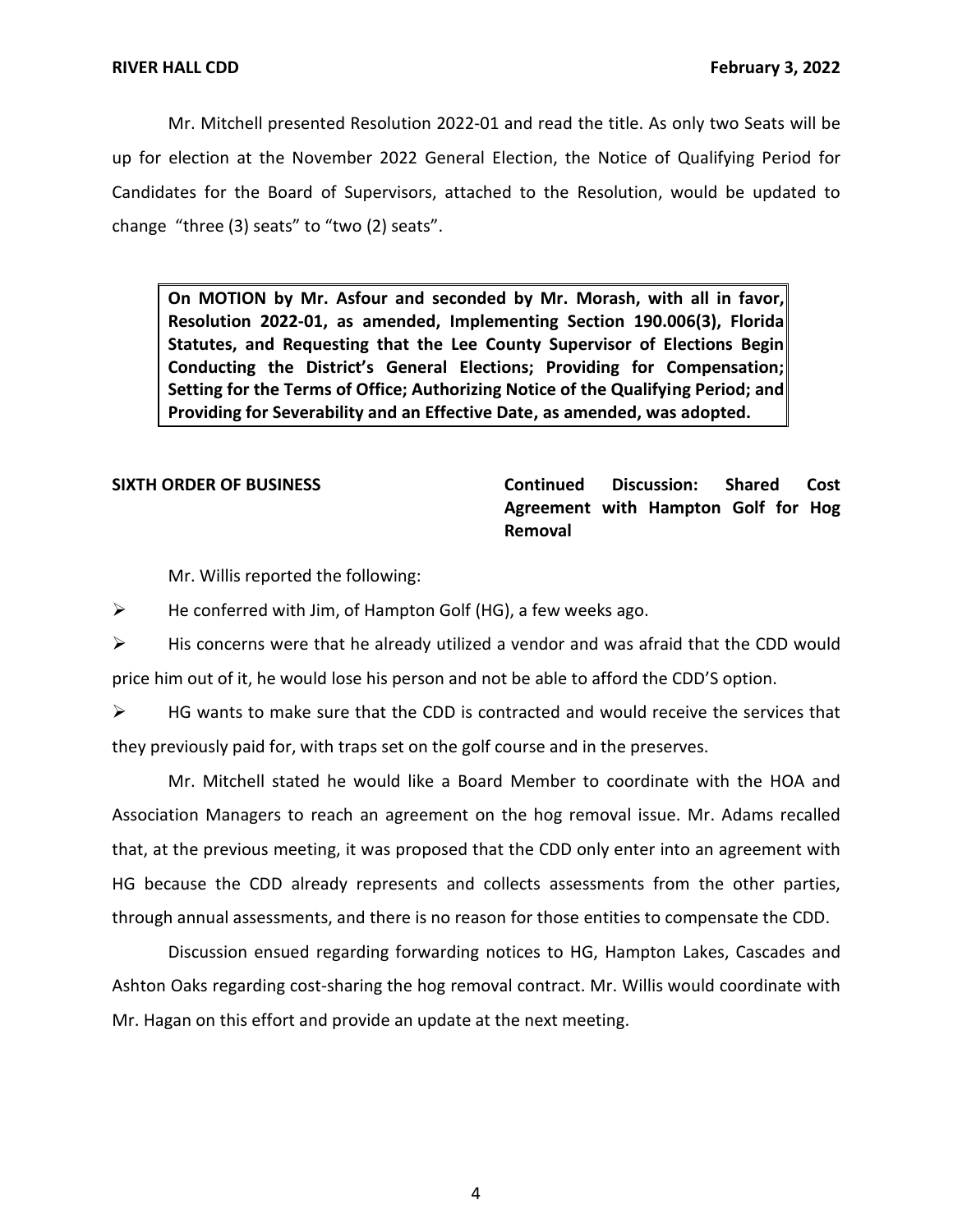Mr. Mitchell presented Resolution 2022-01 and read the title. As only two Seats will be up for election at the November 2022 General Election, the Notice of Qualifying Period for Candidates for the Board of Supervisors, attached to the Resolution, would be updated to change "three (3) seats" to "two (2) seats".

> **On MOTION by Mr. Asfour and seconded by Mr. Morash, with all in favor, Resolution 2022-01, as amended, Implementing Section 190.006(3), Florida Statutes, and Requesting that the Lee County Supervisor of Elections Begin Conducting the District's General Elections; Providing for Compensation; Setting for the Terms of Office; Authorizing Notice of the Qualifying Period; and Providing for Severability and an Effective Date, as amended, was adopted.**

**SIXTH ORDER OF BUSINESS** **Continued Discussion: Shared Cost Agreement with Hampton Golf for Hog Removal**

Mr. Willis reported the following:

- He conferred with Jim, of Hampton Golf (HG), a few weeks ago.
- His concerns were that he already utilized a vendor and was afraid that the CDD would price him out of it, he would lose his person and not be able to afford the CDD'S option.
- HG wants to make sure that the CDD is contracted and would receive the services that they previously paid for, with traps set on the golf course and in the preserves.

Mr. Mitchell stated he would like a Board Member to coordinate with the HOA and Association Managers to reach an agreement on the hog removal issue. Mr. Adams recalled that, at the previous meeting, it was proposed that the CDD only enter into an agreement with HG because the CDD already represents and collects assessments from the other parties, through annual assessments, and there is no reason for those entities to compensate the CDD.

Discussion ensued regarding forwarding notices to HG, Hampton Lakes, Cascades and Ashton Oaks regarding cost-sharing the hog removal contract. Mr. Willis would coordinate with Mr. Hagan on this effort and provide an update at the next meeting.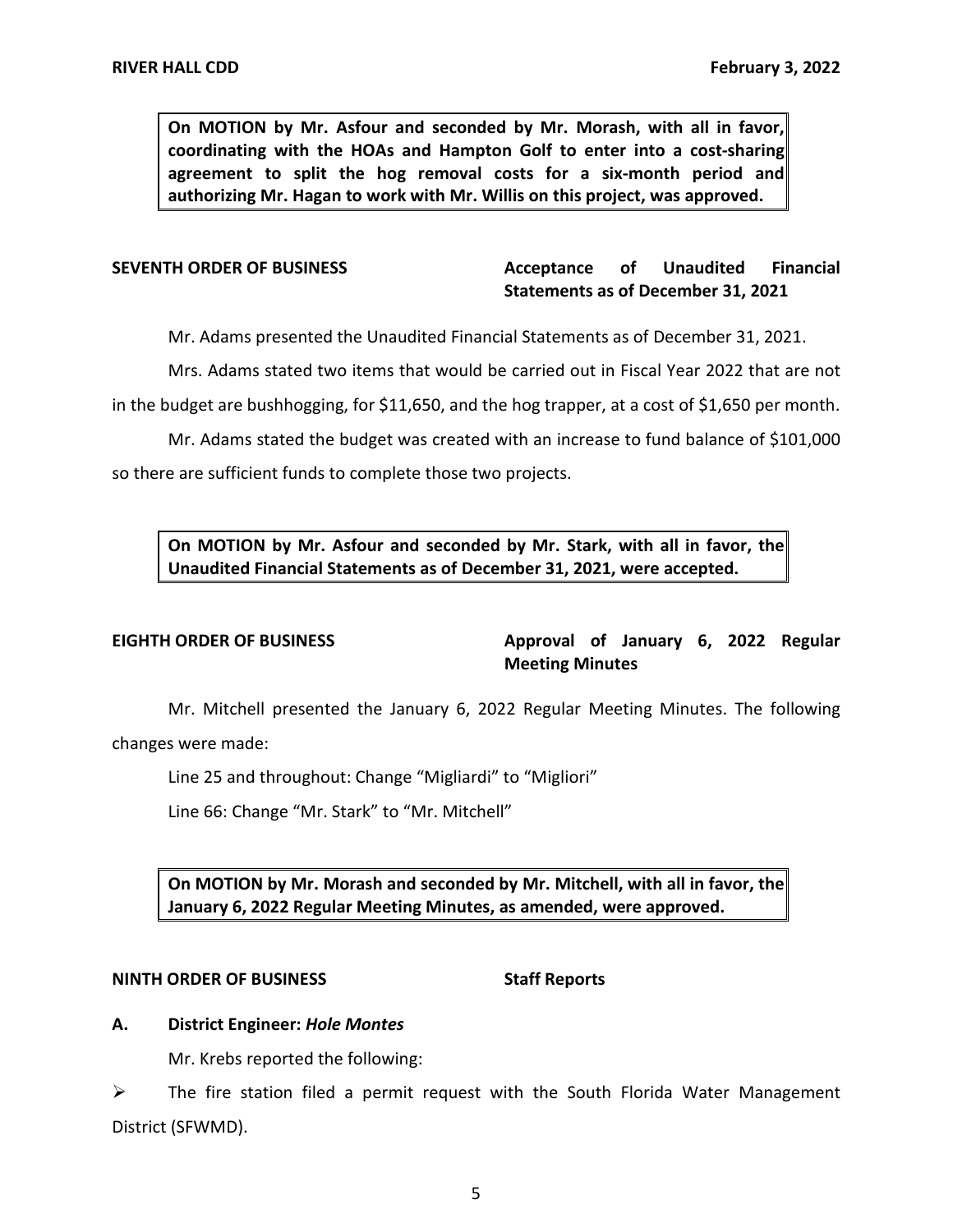**On MOTION by Mr. Asfour and seconded by Mr. Morash, with all in favor, coordinating with the HOAs and Hampton Golf to enter into a cost-sharing agreement to split the hog removal costs for a six-month period and authorizing Mr. Hagan to work with Mr. Willis on this project, was approved.**

**SEVENTH ORDER OF BUSINESS** **Acceptance of Unaudited Financial Statements as of December 31, 2021**

Mr. Adams presented the Unaudited Financial Statements as of December 31, 2021.

Mrs. Adams stated two items that would be carried out in Fiscal Year 2022 that are not in the budget are bushhogging, for $11,650, and the hog trapper, at a cost of $1,650 per month.

Mr. Adams stated the budget was created with an increase to fund balance of $101,000 so there are sufficient funds to complete those two projects.

**On MOTION by Mr. Asfour and seconded by Mr. Stark, with all in favor, the Unaudited Financial Statements as of December 31, 2021, were accepted.**

**EIGHTH ORDER OF BUSINESS** **Approval of January 6, 2022 Regular Meeting Minutes**

Mr. Mitchell presented the January 6, 2022 Regular Meeting Minutes. The following changes were made:

Line 25 and throughout: Change "Migliardi" to "Migliori"

Line 66: Change "Mr. Stark" to "Mr. Mitchell"

**On MOTION by Mr. Morash and seconded by Mr. Mitchell, with all in favor, the January 6, 2022 Regular Meeting Minutes, as amended, were approved.**

**NINTH ORDER OF BUSINESS** **Staff Reports**

**A. District Engineer: *Hole Montes***

Mr. Krebs reported the following:

- The fire station filed a permit request with the South Florida Water Management District (SFWMD).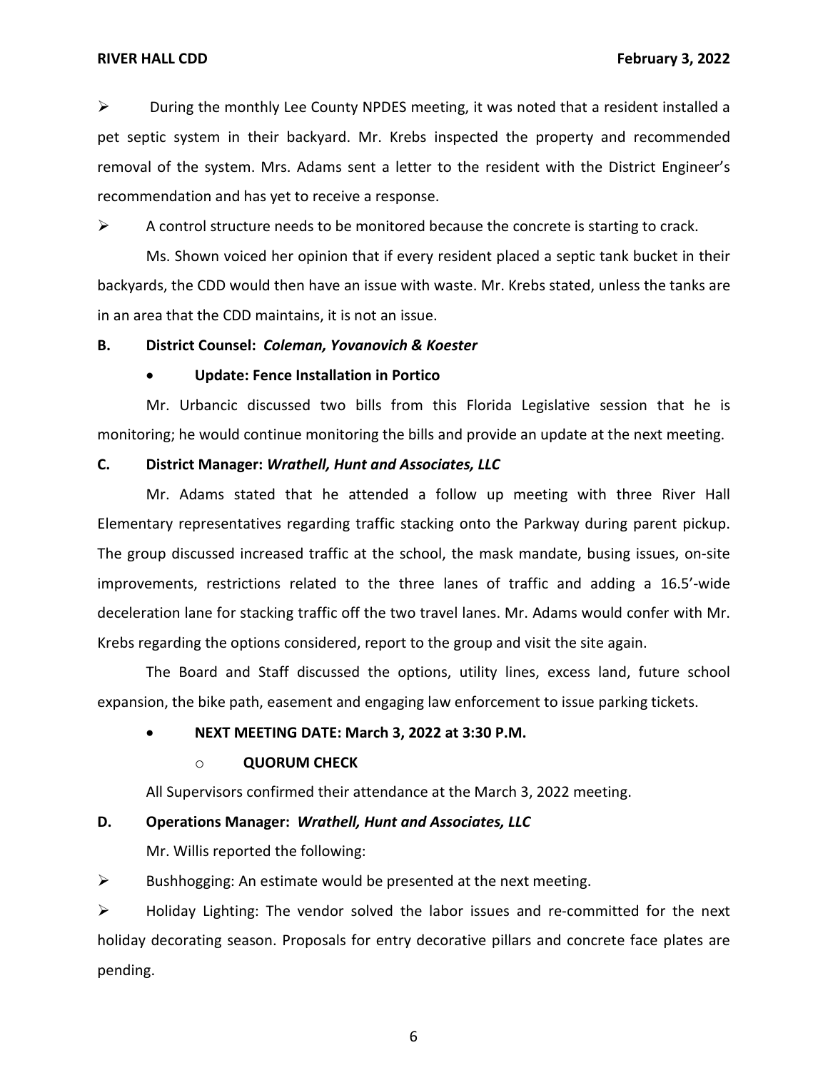➢ During the monthly Lee County NPDES meeting, it was noted that a resident installed a pet septic system in their backyard. Mr. Krebs inspected the property and recommended removal of the system. Mrs. Adams sent a letter to the resident with the District Engineer's recommendation and has yet to receive a response.

➢ A control structure needs to be monitored because the concrete is starting to crack.

Ms. Shown voiced her opinion that if every resident placed a septic tank bucket in their backyards, the CDD would then have an issue with waste. Mr. Krebs stated, unless the tanks are in an area that the CDD maintains, it is not an issue.

**B. District Counsel:** ***Coleman, Yovanovich & Koester***

- **Update: Fence Installation in Portico**

Mr. Urbancic discussed two bills from this Florida Legislative session that he is monitoring; he would continue monitoring the bills and provide an update at the next meeting.

**C. District Manager:** ***Wrathell, Hunt and Associates, LLC***

Mr. Adams stated that he attended a follow up meeting with three River Hall Elementary representatives regarding traffic stacking onto the Parkway during parent pickup. The group discussed increased traffic at the school, the mask mandate, busing issues, on-site improvements, restrictions related to the three lanes of traffic and adding a 16.5'-wide deceleration lane for stacking traffic off the two travel lanes. Mr. Adams would confer with Mr. Krebs regarding the options considered, report to the group and visit the site again.

The Board and Staff discussed the options, utility lines, excess land, future school expansion, the bike path, easement and engaging law enforcement to issue parking tickets.

- **NEXT MEETING DATE: March 3, 2022 at 3:30 P.M.**
    - **QUORUM CHECK**

All Supervisors confirmed their attendance at the March 3, 2022 meeting.

**D. Operations Manager:** ***Wrathell, Hunt and Associates, LLC***

Mr. Willis reported the following:

➢ Bushhogging: An estimate would be presented at the next meeting.

➢ Holiday Lighting: The vendor solved the labor issues and re-committed for the next holiday decorating season. Proposals for entry decorative pillars and concrete face plates are pending.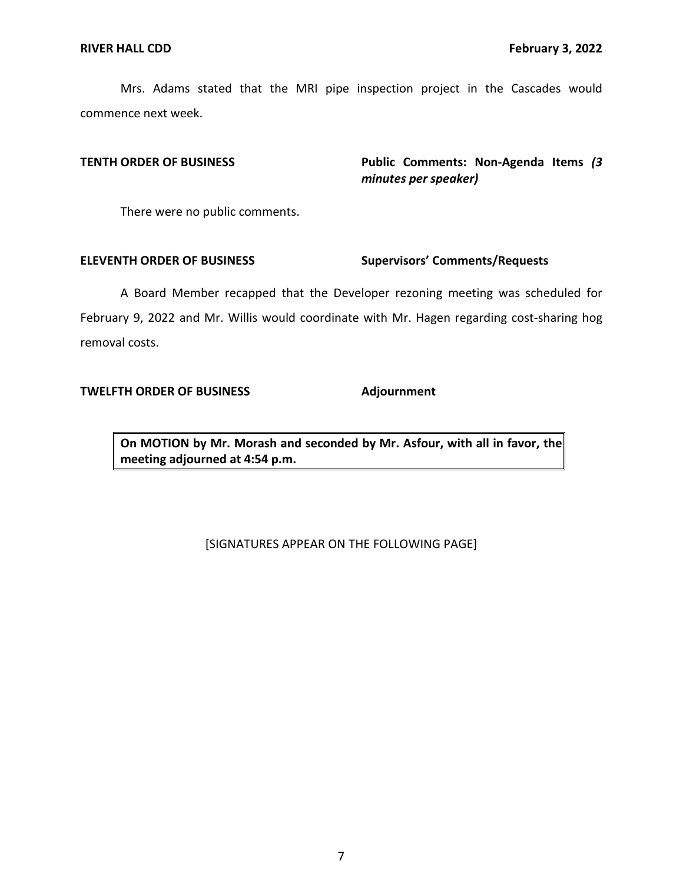Mrs. Adams stated that the MRI pipe inspection project in the Cascades would commence next week.

**TENTH ORDER OF BUSINESS** **Public Comments: Non-Agenda Items *(3 minutes per speaker)***

There were no public comments.

**ELEVENTH ORDER OF BUSINESS** **Supervisors' Comments/Requests**

A Board Member recapped that the Developer rezoning meeting was scheduled for February 9, 2022 and Mr. Willis would coordinate with Mr. Hagen regarding cost-sharing hog removal costs.

**TWELFTH ORDER OF BUSINESS** **Adjournment**

**On MOTION by Mr. Morash and seconded by Mr. Asfour, with all in favor, the meeting adjourned at 4:54 p.m.**

[SIGNATURES APPEAR ON THE FOLLOWING PAGE]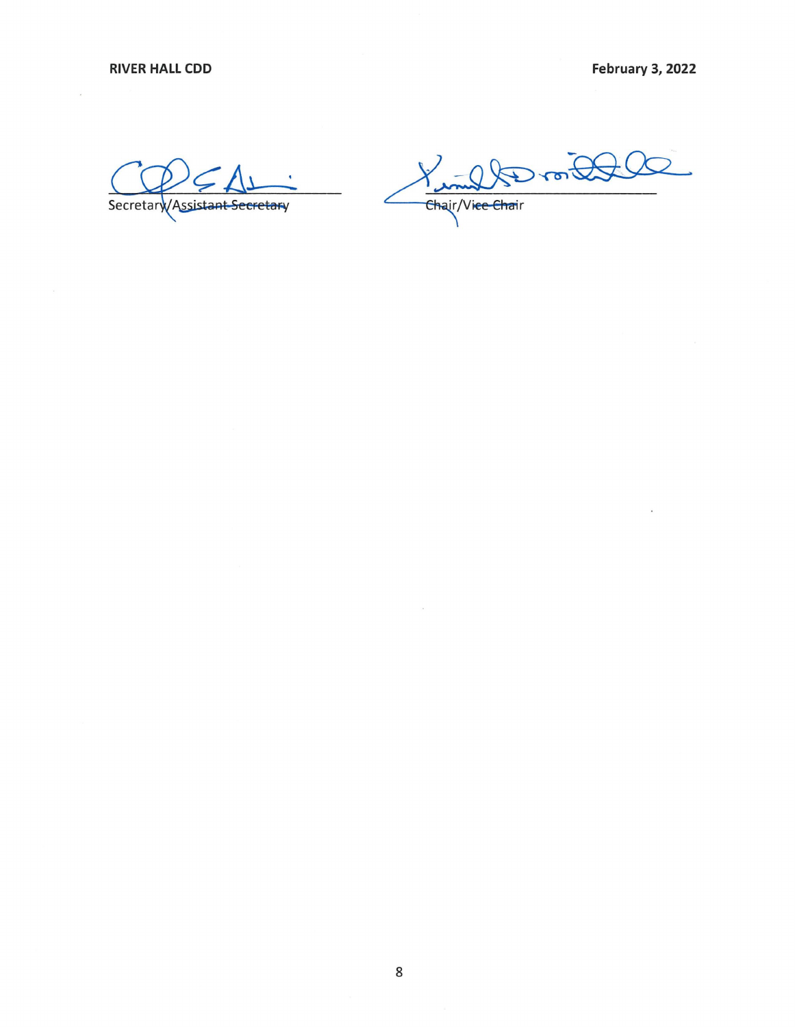___________________________
Secretary/~~Assistant Secretary~~

___________________________
Chair/~~Vice Chair~~